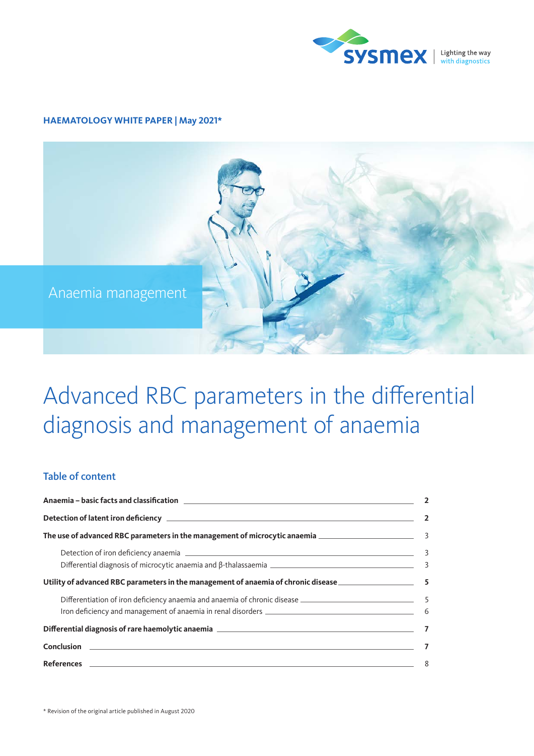sysmex | Lighting the way with diagnostics

**HAEMATOLOGY WHITE PAPER | May 2021***

Anaemia management

# Advanced RBC parameters in the differential diagnosis and management of anaemia

## Table of content

| | |
|---|---|
| **Anaemia – basic facts and classification** | **2** |
| **Detection of latent iron deficiency** | **2** |
| **The use of advanced RBC parameters in the management of microcytic anaemia** | 3 |
| Detection of iron deficiency anaemia | 3 |
| Differential diagnosis of microcytic anaemia and β-thalassaemia | 3 |
| **Utility of advanced RBC parameters in the management of anaemia of chronic disease** | **5** |
| Differentiation of iron deficiency anaemia and anaemia of chronic disease | 5 |
| Iron deficiency and management of anaemia in renal disorders | 6 |
| **Differential diagnosis of rare haemolytic anaemia** | **7** |
| **Conclusion** | **7** |
| **References** | 8 |

* Revision of the original article published in August 2020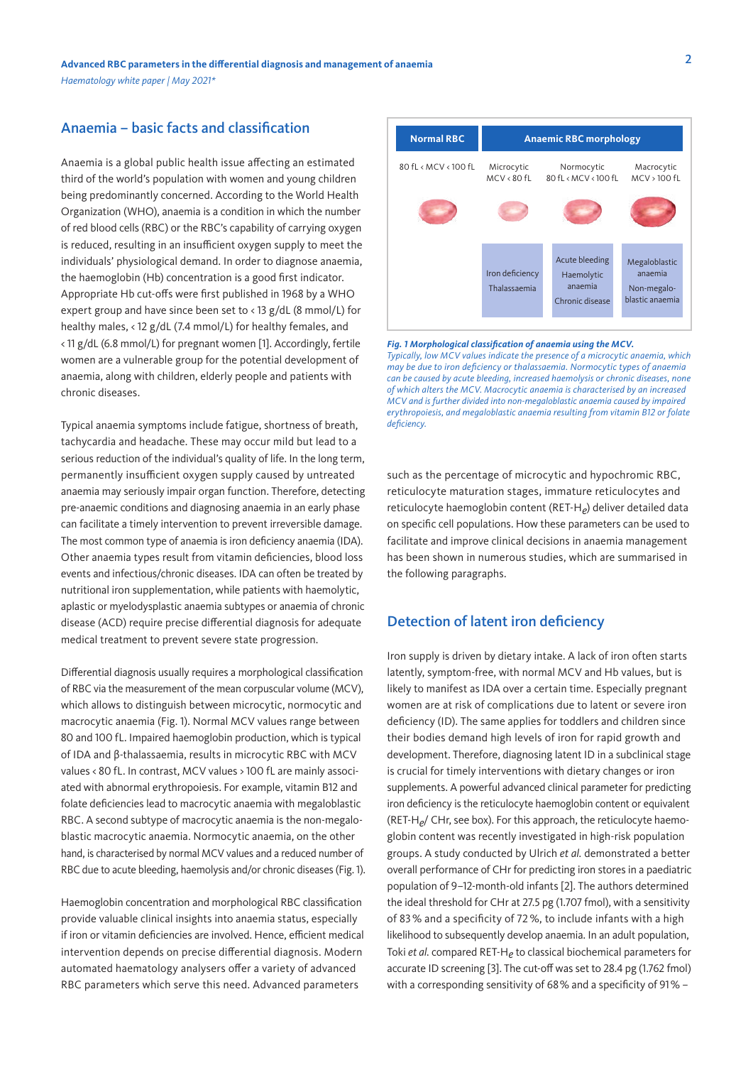## Anaemia – basic facts and classification

Anaemia is a global public health issue affecting an estimated third of the world's population with women and young children being predominantly concerned. According to the World Health Organization (WHO), anaemia is a condition in which the number of red blood cells (RBC) or the RBC's capability of carrying oxygen is reduced, resulting in an insufficient oxygen supply to meet the individuals' physiological demand. In order to diagnose anaemia, the haemoglobin (Hb) concentration is a good first indicator. Appropriate Hb cut-offs were first published in 1968 by a WHO expert group and have since been set to < 13 g/dL (8 mmol/L) for healthy males, < 12 g/dL (7.4 mmol/L) for healthy females, and < 11 g/dL (6.8 mmol/L) for pregnant women [1]. Accordingly, fertile women are a vulnerable group for the potential development of anaemia, along with children, elderly people and patients with chronic diseases.

Typical anaemia symptoms include fatigue, shortness of breath, tachycardia and headache. These may occur mild but lead to a serious reduction of the individual's quality of life. In the long term, permanently insufficient oxygen supply caused by untreated anaemia may seriously impair organ function. Therefore, detecting pre-anaemic conditions and diagnosing anaemia in an early phase can facilitate a timely intervention to prevent irreversible damage. The most common type of anaemia is iron deficiency anaemia (IDA). Other anaemia types result from vitamin deficiencies, blood loss events and infectious/chronic diseases. IDA can often be treated by nutritional iron supplementation, while patients with haemolytic, aplastic or myelodysplastic anaemia subtypes or anaemia of chronic disease (ACD) require precise differential diagnosis for adequate medical treatment to prevent severe state progression.

Differential diagnosis usually requires a morphological classification of RBC via the measurement of the mean corpuscular volume (MCV), which allows to distinguish between microcytic, normocytic and macrocytic anaemia (Fig. 1). Normal MCV values range between 80 and 100 fL. Impaired haemoglobin production, which is typical of IDA and β-thalassaemia, results in microcytic RBC with MCV values < 80 fL. In contrast, MCV values > 100 fL are mainly associated with abnormal erythropoiesis. For example, vitamin B12 and folate deficiencies lead to macrocytic anaemia with megaloblastic RBC. A second subtype of macrocytic anaemia is the non-megaloblastic macrocytic anaemia. Normocytic anaemia, on the other hand, is characterised by normal MCV values and a reduced number of RBC due to acute bleeding, haemolysis and/or chronic diseases (Fig. 1).

Haemoglobin concentration and morphological RBC classification provide valuable clinical insights into anaemia status, especially if iron or vitamin deficiencies are involved. Hence, efficient medical intervention depends on precise differential diagnosis. Modern automated haematology analysers offer a variety of advanced RBC parameters which serve this need. Advanced parameters such as the percentage of microcytic and hypochromic RBC, reticulocyte maturation stages, immature reticulocytes and reticulocyte haemoglobin content (RET-$H_e$) deliver detailed data on specific cell populations. How these parameters can be used to facilitate and improve clinical decisions in anaemia management has been shown in numerous studies, which are summarised in the following paragraphs.

| Normal RBC | Anaemic RBC morphology | | |
|---|---|---|---|
| 80 fL < MCV < 100 fL | Microcytic MCV < 80 fL | Normocytic 80 fL < MCV < 100 fL | Macrocytic MCV > 100 fL |
| | Iron deficiency<br>Thalassaemia | Acute bleeding<br>Haemolytic anaemia<br>Chronic disease | Megaloblastic anaemia<br>Non-megaloblastic anaemia |

***Fig. 1 Morphological classification of anaemia using the MCV.***
*Typically, low MCV values indicate the presence of a microcytic anaemia, which may be due to iron deficiency or thalassaemia. Normocytic types of anaemia can be caused by acute bleeding, increased haemolysis or chronic diseases, none of which alters the MCV. Macrocytic anaemia is characterised by an increased MCV and is further divided into non-megaloblastic anaemia caused by impaired erythropoiesis, and megaloblastic anaemia resulting from vitamin B12 or folate deficiency.*

## Detection of latent iron deficiency

Iron supply is driven by dietary intake. A lack of iron often starts latently, symptom-free, with normal MCV and Hb values, but is likely to manifest as IDA over a certain time. Especially pregnant women are at risk of complications due to latent or severe iron deficiency (ID). The same applies for toddlers and children since their bodies demand high levels of iron for rapid growth and development. Therefore, diagnosing latent ID in a subclinical stage is crucial for timely interventions with dietary changes or iron supplements. A powerful advanced clinical parameter for predicting iron deficiency is the reticulocyte haemoglobin content or equivalent (RET-$H_e$/ CHr, see box). For this approach, the reticulocyte haemoglobin content was recently investigated in high-risk population groups. A study conducted by Ulrich *et al.* demonstrated a better overall performance of CHr for predicting iron stores in a paediatric population of 9–12-month-old infants [2]. The authors determined the ideal threshold for CHr at 27.5 pg (1.707 fmol), with a sensitivity of 83 % and a specificity of 72 %, to include infants with a high likelihood to subsequently develop anaemia. In an adult population, Toki *et al.* compared RET-$H_e$ to classical biochemical parameters for accurate ID screening [3]. The cut-off was set to 28.4 pg (1.762 fmol) with a corresponding sensitivity of 68 % and a specificity of 91 % –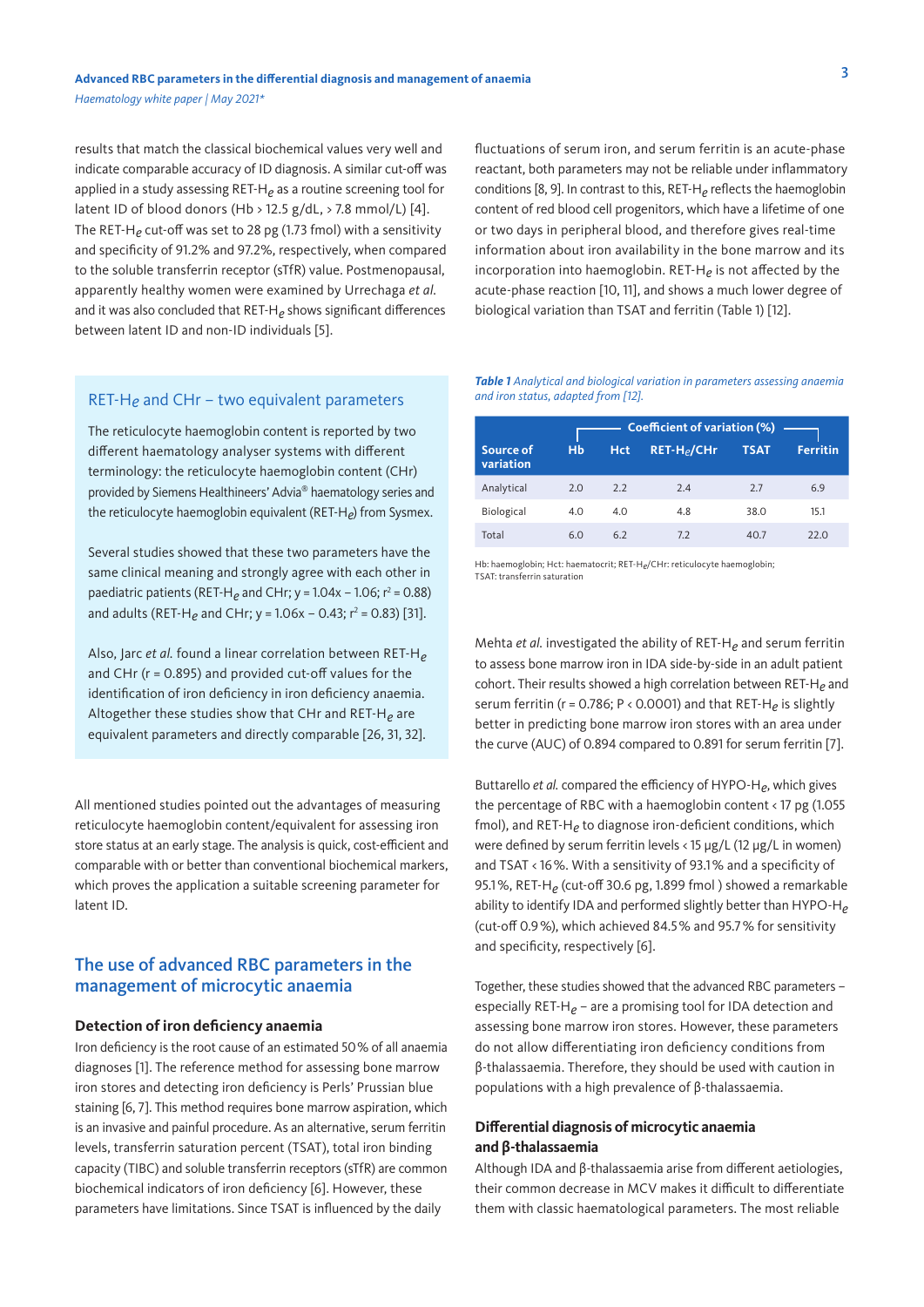results that match the classical biochemical values very well and indicate comparable accuracy of ID diagnosis. A similar cut-off was applied in a study assessing RET-$H_e$ as a routine screening tool for latent ID of blood donors (Hb > 12.5 g/dL, > 7.8 mmol/L) [4]. The RET-$H_e$ cut-off was set to 28 pg (1.73 fmol) with a sensitivity and specificity of 91.2% and 97.2%, respectively, when compared to the soluble transferrin receptor (sTfR) value. Postmenopausal, apparently healthy women were examined by Urrechaga *et al.* and it was also concluded that RET-$H_e$ shows significant differences between latent ID and non-ID individuals [5].

### RET-$H_e$ and CHr – two equivalent parameters

The reticulocyte haemoglobin content is reported by two different haematology analyser systems with different terminology: the reticulocyte haemoglobin content (CHr) provided by Siemens Healthineers' Advia® haematology series and the reticulocyte haemoglobin equivalent (RET-$H_e$) from Sysmex.

Several studies showed that these two parameters have the same clinical meaning and strongly agree with each other in paediatric patients (RET-$H_e$ and CHr; $y = 1.04x - 1.06$; $r^2 = 0.88$) and adults (RET-$H_e$ and CHr; $y = 1.06x - 0.43$; $r^2 = 0.83$) [31].

Also, Jarc *et al.* found a linear correlation between RET-$H_e$ and CHr (r = 0.895) and provided cut-off values for the identification of iron deficiency in iron deficiency anaemia. Altogether these studies show that CHr and RET-$H_e$ are equivalent parameters and directly comparable [26, 31, 32].

All mentioned studies pointed out the advantages of measuring reticulocyte haemoglobin content/equivalent for assessing iron store status at an early stage. The analysis is quick, cost-efficient and comparable with or better than conventional biochemical markers, which proves the application a suitable screening parameter for latent ID.

## The use of advanced RBC parameters in the management of microcytic anaemia

### Detection of iron deficiency anaemia

Iron deficiency is the root cause of an estimated 50% of all anaemia diagnoses [1]. The reference method for assessing bone marrow iron stores and detecting iron deficiency is Perls' Prussian blue staining [6, 7]. This method requires bone marrow aspiration, which is an invasive and painful procedure. As an alternative, serum ferritin levels, transferrin saturation percent (TSAT), total iron binding capacity (TIBC) and soluble transferrin receptors (sTfR) are common biochemical indicators of iron deficiency [6]. However, these parameters have limitations. Since TSAT is influenced by the daily fluctuations of serum iron, and serum ferritin is an acute-phase reactant, both parameters may not be reliable under inflammatory conditions [8, 9]. In contrast to this, RET-$H_e$ reflects the haemoglobin content of red blood cell progenitors, which have a lifetime of one or two days in peripheral blood, and therefore gives real-time information about iron availability in the bone marrow and its incorporation into haemoglobin. RET-$H_e$ is not affected by the acute-phase reaction [10, 11], and shows a much lower degree of biological variation than TSAT and ferritin (Table 1) [12].

***Table 1*** *Analytical and biological variation in parameters assessing anaemia and iron status, adapted from [12].*

| Source of variation | Coefficient of variation (%) | | | | |
|---|---|---|---|---|---|
| | Hb | Hct | RET-$H_e$/CHr | TSAT | Ferritin |
| Analytical | 2.0 | 2.2 | 2.4 | 2.7 | 6.9 |
| Biological | 4.0 | 4.0 | 4.8 | 38.0 | 15.1 |
| Total | 6.0 | 6.2 | 7.2 | 40.7 | 22.0 |

Hb: haemoglobin; Hct: haematocrit; RET-$H_e$/CHr: reticulocyte haemoglobin; TSAT: transferrin saturation

Mehta *et al.* investigated the ability of RET-$H_e$ and serum ferritin to assess bone marrow iron in IDA side-by-side in an adult patient cohort. Their results showed a high correlation between RET-$H_e$ and serum ferritin (r = 0.786; P < 0.0001) and that RET-$H_e$ is slightly better in predicting bone marrow iron stores with an area under the curve (AUC) of 0.894 compared to 0.891 for serum ferritin [7].

Buttarello *et al.* compared the efficiency of HYPO-$H_e$, which gives the percentage of RBC with a haemoglobin content < 17 pg (1.055 fmol), and RET-$H_e$ to diagnose iron-deficient conditions, which were defined by serum ferritin levels < 15 µg/L (12 µg/L in women) and TSAT < 16%. With a sensitivity of 93.1% and a specificity of 95.1%, RET-$H_e$ (cut-off 30.6 pg, 1.899 fmol ) showed a remarkable ability to identify IDA and performed slightly better than HYPO-$H_e$ (cut-off 0.9%), which achieved 84.5% and 95.7% for sensitivity and specificity, respectively [6].

Together, these studies showed that the advanced RBC parameters – especially RET-$H_e$ – are a promising tool for IDA detection and assessing bone marrow iron stores. However, these parameters do not allow differentiating iron deficiency conditions from β-thalassaemia. Therefore, they should be used with caution in populations with a high prevalence of β-thalassaemia.

### Differential diagnosis of microcytic anaemia and β-thalassaemia

Although IDA and β-thalassaemia arise from different aetiologies, their common decrease in MCV makes it difficult to differentiate them with classic haematological parameters. The most reliable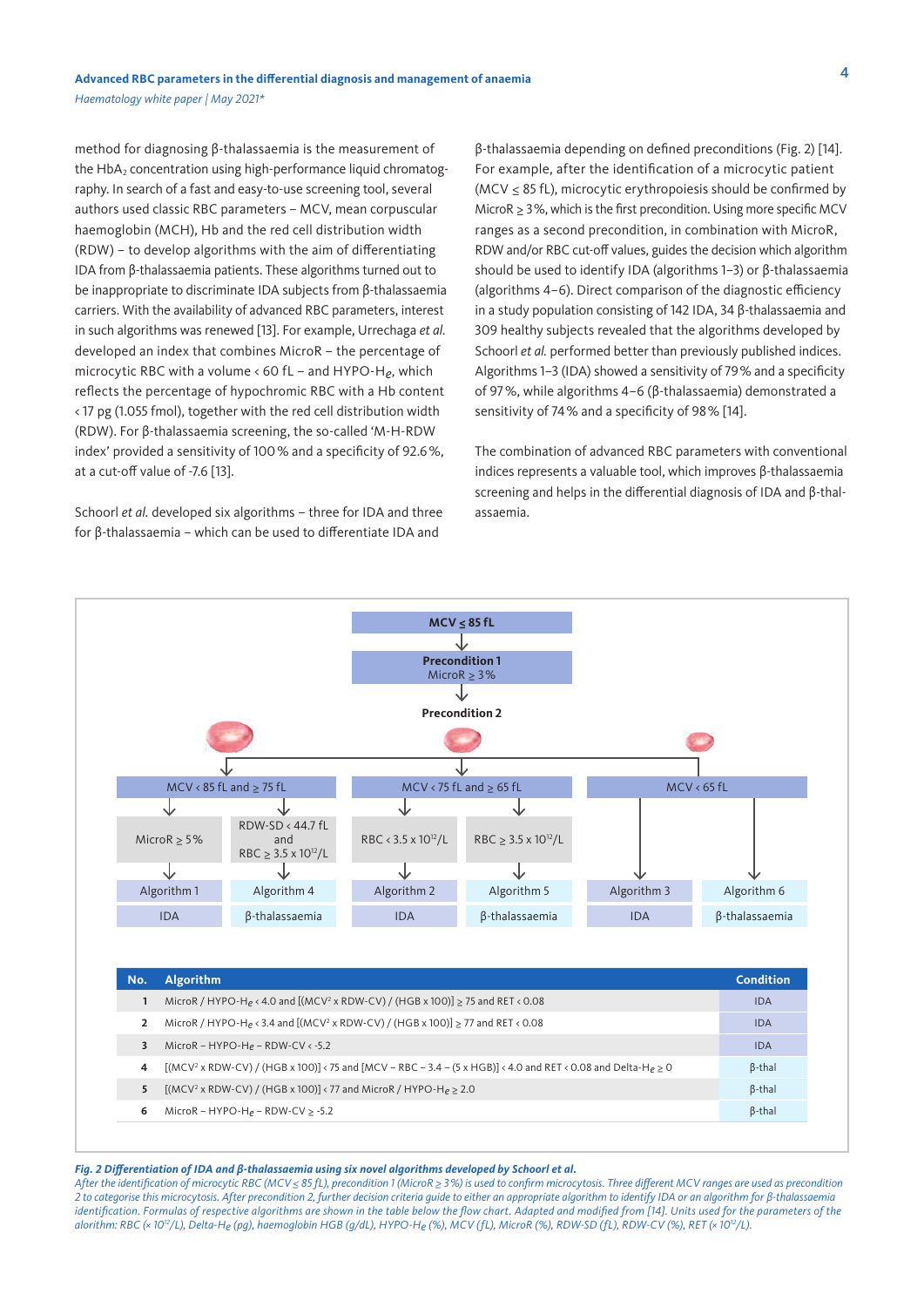method for diagnosing β-thalassaemia is the measurement of the $HbA_2$ concentration using high-performance liquid chromatography. In search of a fast and easy-to-use screening tool, several authors used classic RBC parameters – MCV, mean corpuscular haemoglobin (MCH), Hb and the red cell distribution width (RDW) – to develop algorithms with the aim of differentiating IDA from β-thalassaemia patients. These algorithms turned out to be inappropriate to discriminate IDA subjects from β-thalassaemia carriers. With the availability of advanced RBC parameters, interest in such algorithms was renewed [13]. For example, Urrechaga *et al.* developed an index that combines MicroR – the percentage of microcytic RBC with a volume < 60 fL – and HYPO-$He$, which reflects the percentage of hypochromic RBC with a Hb content < 17 pg (1.055 fmol), together with the red cell distribution width (RDW). For β-thalassaemia screening, the so-called 'M-H-RDW index' provided a sensitivity of 100 % and a specificity of 92.6 %, at a cut-off value of -7.6 [13].

Schoorl *et al.* developed six algorithms – three for IDA and three for β-thalassaemia – which can be used to differentiate IDA and β-thalassaemia depending on defined preconditions (Fig. 2) [14]. For example, after the identification of a microcytic patient (MCV ≤ 85 fL), microcytic erythropoiesis should be confirmed by MicroR ≥ 3 %, which is the first precondition. Using more specific MCV ranges as a second precondition, in combination with MicroR, RDW and/or RBC cut-off values, guides the decision which algorithm should be used to identify IDA (algorithms 1–3) or β-thalassaemia (algorithms 4–6). Direct comparison of the diagnostic efficiency in a study population consisting of 142 IDA, 34 β-thalassaemia and 309 healthy subjects revealed that the algorithms developed by Schoorl *et al.* performed better than previously published indices. Algorithms 1–3 (IDA) showed a sensitivity of 79 % and a specificity of 97 %, while algorithms 4–6 (β-thalassaemia) demonstrated a sensitivity of 74 % and a specificity of 98 % [14].

The combination of advanced RBC parameters with conventional indices represents a valuable tool, which improves β-thalassaemia screening and helps in the differential diagnosis of IDA and β-thalassaemia.

**MCV ≤ 85 fL**
↓
**Precondition 1**
MicroR ≥ 3 %
↓
**Precondition 2**

| MCV < 85 fL and ≥ 75 fL | | MCV < 75 fL and ≥ 65 fL | | MCV < 65 fL | |
|---|---|---|---|---|---|
| MicroR ≥ 5 % | RDW-SD < 44.7 fL and RBC ≥ 3.5 x $10^{12}$/L | RBC < 3.5 x $10^{12}$/L | RBC ≥ 3.5 x $10^{12}$/L | | |
| Algorithm 1 | Algorithm 4 | Algorithm 2 | Algorithm 5 | Algorithm 3 | Algorithm 6 |
| IDA | β-thalassaemia | IDA | β-thalassaemia | IDA | β-thalassaemia |

| No. | Algorithm | Condition |
|---|---|---|
| 1 | MicroR / HYPO-$He$ < 4.0 and [($MCV^2$ x RDW-CV) / (HGB x 100)] ≥ 75 and RET < 0.08 | IDA |
| 2 | MicroR / HYPO-$He$ < 3.4 and [($MCV^2$ x RDW-CV) / (HGB x 100)] ≥ 77 and RET < 0.08 | IDA |
| 3 | MicroR – HYPO-He – RDW-CV < -5.2 | IDA |
| 4 | [($MCV^2$ x RDW-CV) / (HGB x 100)] < 75 and [MCV – RBC – 3.4 – (5 x HGB)] < 4.0 and RET < 0.08 and Delta-$He$ ≥ 0 | β-thal |
| 5 | [($MCV^2$ x RDW-CV) / (HGB x 100)] < 77 and MicroR / HYPO-$He$ ≥ 2.0 | β-thal |
| 6 | MicroR – HYPO-$He$ – RDW-CV ≥ -5.2 | β-thal |

***Fig. 2 Differentiation of IDA and β-thalassaemia using six novel algorithms developed by Schoorl et al.***
*After the identification of microcytic RBC (MCV ≤ 85 fL), precondition 1 (MicroR ≥ 3 %) is used to confirm microcytosis. Three different MCV ranges are used as precondition 2 to categorise this microcytosis. After precondition 2, further decision criteria guide to either an appropriate algorithm to identify IDA or an algorithm for β-thalassaemia identification. Formulas of respective algorithms are shown in the table below the flow chart. Adapted and modified from [14]. Units used for the parameters of the alorithm: RBC (× $10^{12}$/L), Delta-He (pg), haemoglobin HGB (g/dL), HYPO-He (%), MCV (fL), MicroR (%), RDW-SD (fL), RDW-CV (%), RET (× $10^{12}$/L).*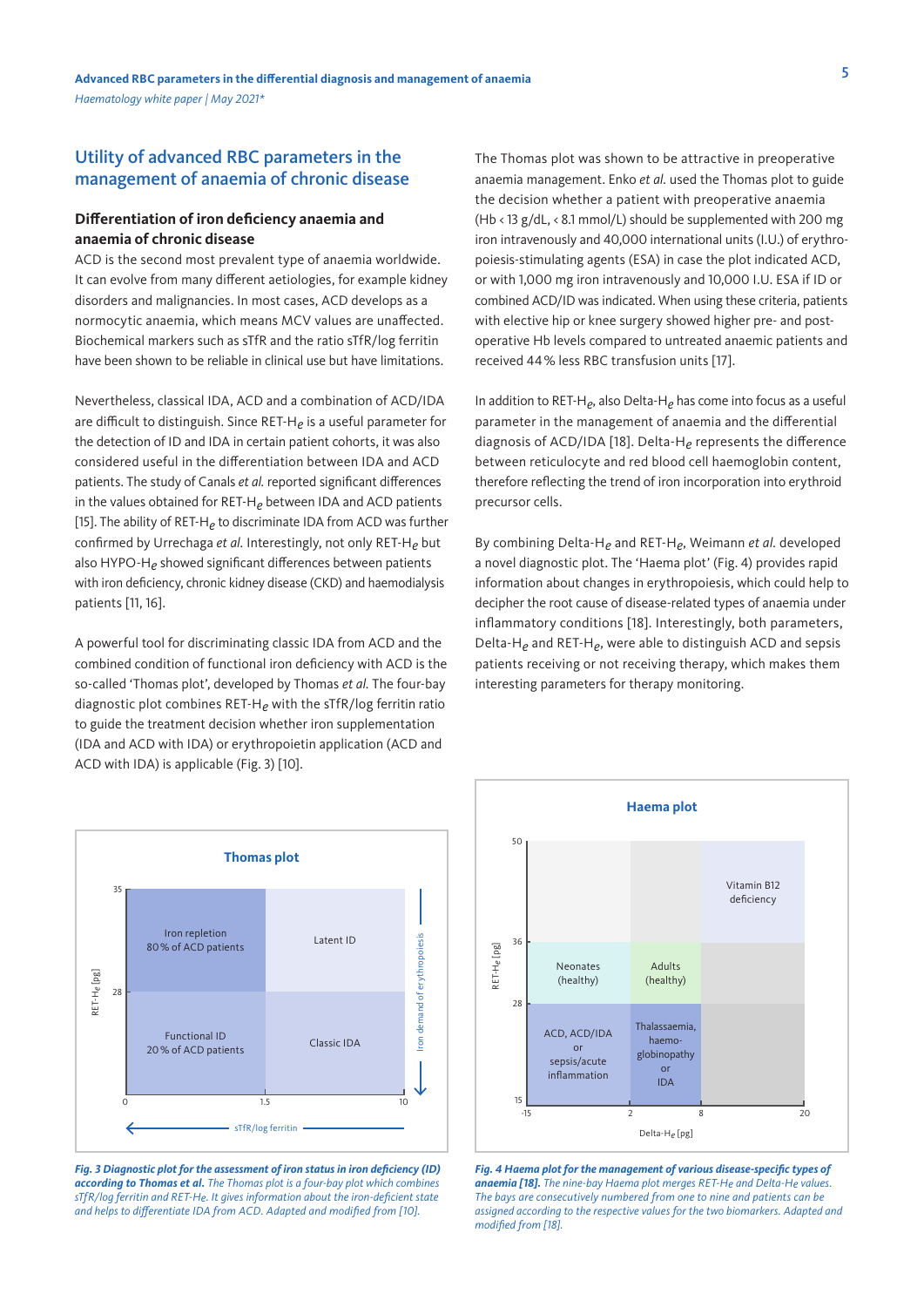## Utility of advanced RBC parameters in the management of anaemia of chronic disease

### Differentiation of iron deficiency anaemia and anaemia of chronic disease

ACD is the second most prevalent type of anaemia worldwide. It can evolve from many different aetiologies, for example kidney disorders and malignancies. In most cases, ACD develops as a normocytic anaemia, which means MCV values are unaffected. Biochemical markers such as sTfR and the ratio sTfR/log ferritin have been shown to be reliable in clinical use but have limitations.

Nevertheless, classical IDA, ACD and a combination of ACD/IDA are difficult to distinguish. Since RET-$H_e$ is a useful parameter for the detection of ID and IDA in certain patient cohorts, it was also considered useful in the differentiation between IDA and ACD patients. The study of Canals *et al.* reported significant differences in the values obtained for RET-$H_e$ between IDA and ACD patients [15]. The ability of RET-$H_e$ to discriminate IDA from ACD was further confirmed by Urrechaga *et al.* Interestingly, not only RET-$H_e$ but also HYPO-$H_e$ showed significant differences between patients with iron deficiency, chronic kidney disease (CKD) and haemodialysis patients [11, 16].

A powerful tool for discriminating classic IDA from ACD and the combined condition of functional iron deficiency with ACD is the so-called 'Thomas plot', developed by Thomas *et al.* The four-bay diagnostic plot combines RET-$H_e$ with the sTfR/log ferritin ratio to guide the treatment decision whether iron supplementation (IDA and ACD with IDA) or erythropoietin application (ACD and ACD with IDA) is applicable (Fig. 3) [10].

The Thomas plot was shown to be attractive in preoperative anaemia management. Enko *et al.* used the Thomas plot to guide the decision whether a patient with preoperative anaemia (Hb < 13 g/dL, < 8.1 mmol/L) should be supplemented with 200 mg iron intravenously and 40,000 international units (I.U.) of erythropoiesis-stimulating agents (ESA) in case the plot indicated ACD, or with 1,000 mg iron intravenously and 10,000 I.U. ESA if ID or combined ACD/ID was indicated. When using these criteria, patients with elective hip or knee surgery showed higher pre- and post-operative Hb levels compared to untreated anaemic patients and received 44 % less RBC transfusion units [17].

In addition to RET-$H_e$, also Delta-$H_e$ has come into focus as a useful parameter in the management of anaemia and the differential diagnosis of ACD/IDA [18]. Delta-$H_e$ represents the difference between reticulocyte and red blood cell haemoglobin content, therefore reflecting the trend of iron incorporation into erythroid precursor cells.

By combining Delta-$H_e$ and RET-$H_e$, Weimann *et al.* developed a novel diagnostic plot. The 'Haema plot' (Fig. 4) provides rapid information about changes in erythropoiesis, which could help to decipher the root cause of disease-related types of anaemia under inflammatory conditions [18]. Interestingly, both parameters, Delta-$H_e$ and RET-$H_e$, were able to distinguish ACD and sepsis patients receiving or not receiving therapy, which makes them interesting parameters for therapy monitoring.

**Thomas plot**

| RET-$H_e$ [pg] | sTfR/log ferritin 0 – 1.5 | sTfR/log ferritin 1.5 – 10 |
|---|---|---|
| 28 – 35 | Iron repletion 80 % of ACD patients | Latent ID |
| 0 – 28 | Functional ID 20 % of ACD patients | Classic IDA |

(Vertical arrow: Iron demand of erythropoiesis)

***Fig. 3 Diagnostic plot for the assessment of iron status in iron deficiency (ID) according to Thomas et al.*** *The Thomas plot is a four-bay plot which combines sTfR/log ferritin and RET-He. It gives information about the iron-deficient state and helps to differentiate IDA from ACD. Adapted and modified from [10].*

**Haema plot**

| RET-$H_e$ [pg] | Delta-$H_e$ [pg] -15 – 2 | Delta-$H_e$ [pg] 2 – 8 | Delta-$H_e$ [pg] 8 – 20 |
|---|---|---|---|
| 36 – 50 | | | Vitamin B12 deficiency |
| 28 – 36 | Neonates (healthy) | Adults (healthy) | |
| 15 – 28 | ACD, ACD/IDA or sepsis/acute inflammation | Thalassaemia, haemoglobinopathy or IDA | |

***Fig. 4 Haema plot for the management of various disease-specific types of anaemia [18].*** *The nine-bay Haema plot merges RET-He and Delta-He values. The bays are consecutively numbered from one to nine and patients can be assigned according to the respective values for the two biomarkers. Adapted and modified from [18].*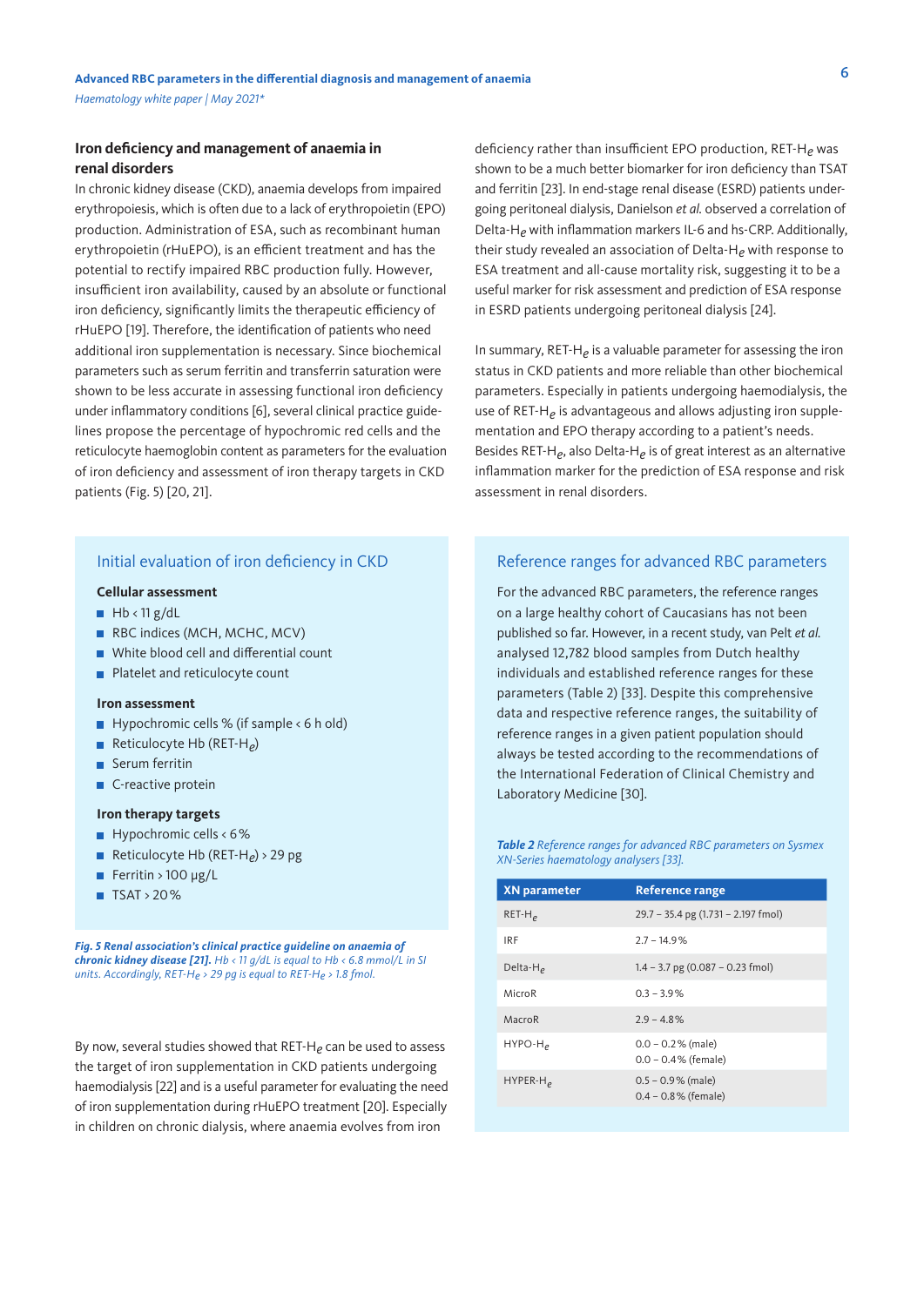## Iron deficiency and management of anaemia in renal disorders

In chronic kidney disease (CKD), anaemia develops from impaired erythropoiesis, which is often due to a lack of erythropoietin (EPO) production. Administration of ESA, such as recombinant human erythropoietin (rHuEPO), is an efficient treatment and has the potential to rectify impaired RBC production fully. However, insufficient iron availability, caused by an absolute or functional iron deficiency, significantly limits the therapeutic efficiency of rHuEPO [19]. Therefore, the identification of patients who need additional iron supplementation is necessary. Since biochemical parameters such as serum ferritin and transferrin saturation were shown to be less accurate in assessing functional iron deficiency under inflammatory conditions [6], several clinical practice guidelines propose the percentage of hypochromic red cells and the reticulocyte haemoglobin content as parameters for the evaluation of iron deficiency and assessment of iron therapy targets in CKD patients (Fig. 5) [20, 21].

### Initial evaluation of iron deficiency in CKD

**Cellular assessment**

- Hb < 11 g/dL
- RBC indices (MCH, MCHC, MCV)
- White blood cell and differential count
- Platelet and reticulocyte count

**Iron assessment**

- Hypochromic cells % (if sample < 6 h old)
- Reticulocyte Hb (RET-$H_e$)
- Serum ferritin
- C-reactive protein

**Iron therapy targets**

- Hypochromic cells < 6 %
- Reticulocyte Hb (RET-$H_e$) > 29 pg
- Ferritin > 100 µg/L
- TSAT > 20 %

***Fig. 5 Renal association's clinical practice guideline on anaemia of chronic kidney disease [21].*** *Hb < 11 g/dL is equal to Hb < 6.8 mmol/L in SI units. Accordingly, RET-$H_e$ > 29 pg is equal to RET-$H_e$ > 1.8 fmol.*

By now, several studies showed that RET-$H_e$ can be used to assess the target of iron supplementation in CKD patients undergoing haemodialysis [22] and is a useful parameter for evaluating the need of iron supplementation during rHuEPO treatment [20]. Especially in children on chronic dialysis, where anaemia evolves from iron deficiency rather than insufficient EPO production, RET-$H_e$ was shown to be a much better biomarker for iron deficiency than TSAT and ferritin [23]. In end-stage renal disease (ESRD) patients undergoing peritoneal dialysis, Danielson *et al.* observed a correlation of Delta-$H_e$ with inflammation markers IL-6 and hs-CRP. Additionally, their study revealed an association of Delta-$H_e$ with response to ESA treatment and all-cause mortality risk, suggesting it to be a useful marker for risk assessment and prediction of ESA response in ESRD patients undergoing peritoneal dialysis [24].

In summary, RET-$H_e$ is a valuable parameter for assessing the iron status in CKD patients and more reliable than other biochemical parameters. Especially in patients undergoing haemodialysis, the use of RET-$H_e$ is advantageous and allows adjusting iron supplementation and EPO therapy according to a patient's needs. Besides RET-$H_e$, also Delta-$H_e$ is of great interest as an alternative inflammation marker for the prediction of ESA response and risk assessment in renal disorders.

### Reference ranges for advanced RBC parameters

For the advanced RBC parameters, the reference ranges on a large healthy cohort of Caucasians has not been published so far. However, in a recent study, van Pelt *et al.* analysed 12,782 blood samples from Dutch healthy individuals and established reference ranges for these parameters (Table 2) [33]. Despite this comprehensive data and respective reference ranges, the suitability of reference ranges in a given patient population should always be tested according to the recommendations of the International Federation of Clinical Chemistry and Laboratory Medicine [30].

***Table 2*** *Reference ranges for advanced RBC parameters on Sysmex XN-Series haematology analysers [33].*

| XN parameter | Reference range |
|---|---|
| RET-$H_e$ | 29.7 – 35.4 pg (1.731 – 2.197 fmol) |
| IRF | 2.7 – 14.9 % |
| Delta-$H_e$ | 1.4 – 3.7 pg (0.087 – 0.23 fmol) |
| MicroR | 0.3 – 3.9 % |
| MacroR | 2.9 – 4.8 % |
| HYPO-$H_e$ | 0.0 – 0.2 % (male)<br>0.0 – 0.4 % (female) |
| HYPER-$H_e$ | 0.5 – 0.9 % (male)<br>0.4 – 0.8 % (female) |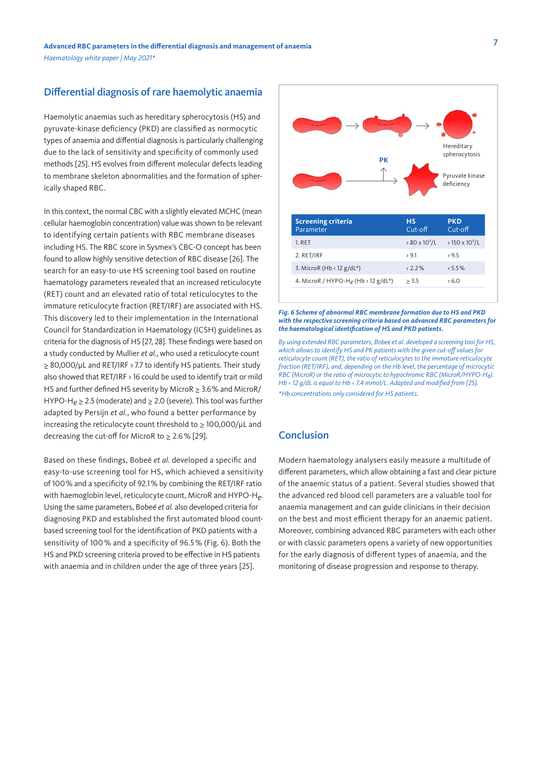## Differential diagnosis of rare haemolytic anaemia

Haemolytic anaemias such as hereditary spherocytosis (HS) and pyruvate-kinase deficiency (PKD) are classified as normocytic types of anaemia and diffential diagnosis is particularly challenging due to the lack of sensitivity and specificity of commonly used methods [25]. HS evolves from different molecular defects leading to membrane skeleton abnormalities and the formation of spherically shaped RBC.

In this context, the normal CBC with a slightly elevated MCHC (mean cellular haemoglobin concentration) value was shown to be relevant to identifying certain patients with RBC membrane diseases including HS. The RBC score in Sysmex's CBC-O concept has been found to allow highly sensitive detection of RBC disease [26]. The search for an easy-to-use HS screening tool based on routine haematology parameters revealed that an increased reticulocyte (RET) count and an elevated ratio of total reticulocytes to the immature reticulocyte fraction (RET/IRF) are associated with HS. This discovery led to their implementation in the International Council for Standardization in Haematology (ICSH) guidelines as criteria for the diagnosis of HS [27, 28]. These findings were based on a study conducted by Mullier *et al.*, who used a reticulocyte count ≥ 80,000/µL and RET/IRF > 7.7 to identify HS patients. Their study also showed that RET/IRF > 16 could be used to identify trait or mild HS and further defined HS severity by MicroR ≥ 3.6 % and MicroR/HYPO-$He$ ≥ 2.5 (moderate) and ≥ 2.0 (severe). This tool was further adapted by Persijn *et al.*, who found a better performance by increasing the reticulocyte count threshold to ≥ 100,000/µL and decreasing the cut-off for MicroR to ≥ 2.6 % [29].

Based on these findings, Bobeé *et al.* developed a specific and easy-to-use screening tool for HS, which achieved a sensitivity of 100 % and a specificity of 92.1 % by combining the RET/IRF ratio with haemoglobin level, reticulocyte count, MicroR and HYPO-$He$. Using the same parameters, Bobeé *et al.* also developed criteria for diagnosing PKD and established the first automated blood count-based screening tool for the identification of PKD patients with a sensitivity of 100 % and a specificity of 96.5 % (Fig. 6). Both the HS and PKD screening criteria proved to be effective in HS patients with anaemia and in children under the age of three years [25].

| **Screening criteria** Parameter | **HS** Cut-off | **PKD** Cut-off |
|---|---|---|
| 1. RET | > 80 x $10^9$/L | > 150 x $10^9$/L |
| 2. RET/IRF | > 9.1 | > 9.5 |
| 3. MicroR (Hb < 12 g/dL*) | < 2.2 % | < 5.5 % |
| 4. MicroR / HYPO-$He$ (Hb > 12 g/dL*) | ≥ 3.5 | < 6.0 |

***Fig. 6 Scheme of abnormal RBC membrane formation due to HS and PKD with the respective screening criteria based on advanced RBC parameters for the haematological identification of HS and PKD patients.***

*By using extended RBC parameters, Bobee et al. developed a screening tool for HS, which allows to identify HS and PK patients with the given cut-off values for reticulocyte count (RET), the ratio of reticulocytes to the immature reticulocyte fraction (RET/IRF), and, depending on the Hb level, the percentage of microcytic RBC (MicroR) or the ratio of microcytic to hypochromic RBC (MicroR/HYPO-$He$). Hb < 12 g/dL is equal to Hb < 7.4 mmol/L. Adapted and modified from [25].*

*\*Hb concentrations only considered for HS patients.*

## Conclusion

Modern haematology analysers easily measure a multitude of different parameters, which allow obtaining a fast and clear picture of the anaemic status of a patient. Several studies showed that the advanced red blood cell parameters are a valuable tool for anaemia management and can guide clinicians in their decision on the best and most efficient therapy for an anaemic patient. Moreover, combining advanced RBC parameters with each other or with classic parameters opens a variety of new opportunities for the early diagnosis of different types of anaemia, and the monitoring of disease progression and response to therapy.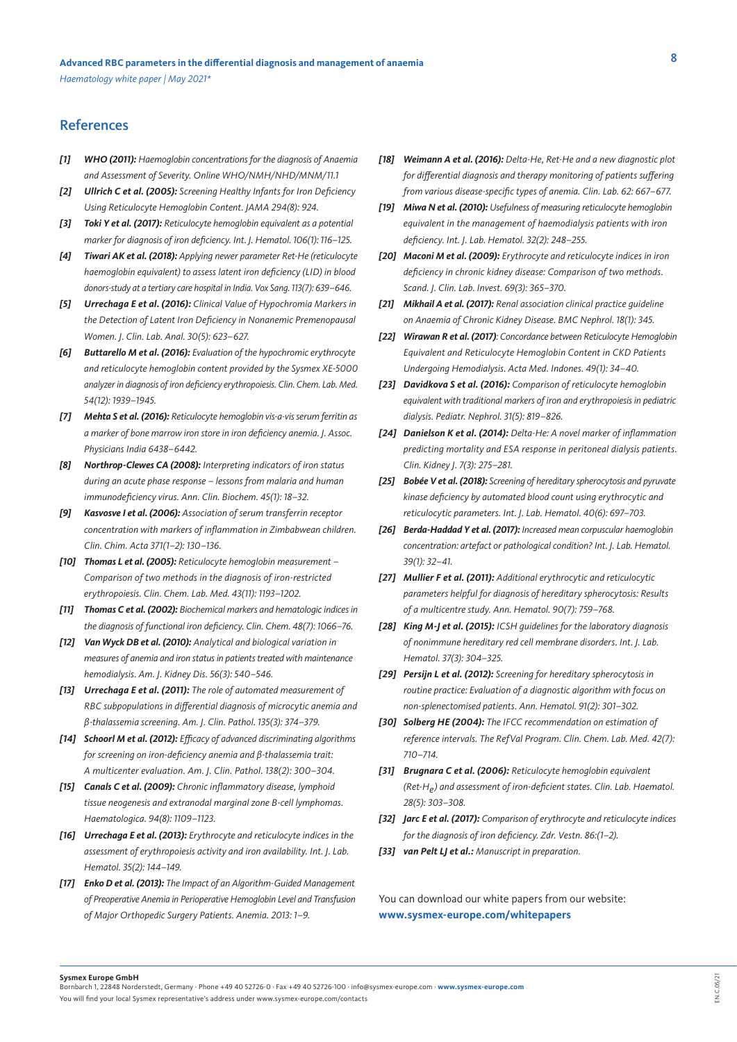## References

- **[1]** ***WHO (2011):*** *Haemoglobin concentrations for the diagnosis of Anaemia and Assessment of Severity. Online WHO/NMH/NHD/MNM/11.1*
- **[2]** ***Ullrich C et al. (2005):*** *Screening Healthy Infants for Iron Deficiency Using Reticulocyte Hemoglobin Content. JAMA 294(8): 924.*
- **[3]** ***Toki Y et al. (2017):*** *Reticulocyte hemoglobin equivalent as a potential marker for diagnosis of iron deficiency. Int. J. Hematol. 106(1): 116–125.*
- **[4]** ***Tiwari AK et al. (2018):*** *Applying newer parameter Ret-He (reticulocyte haemoglobin equivalent) to assess latent iron deficiency (LID) in blood donors-study at a tertiary care hospital in India. Vox Sang. 113(7): 639–646.*
- **[5]** ***Urrechaga E et al. (2016):*** *Clinical Value of Hypochromia Markers in the Detection of Latent Iron Deficiency in Nonanemic Premenopausal Women. J. Clin. Lab. Anal. 30(5): 623–627.*
- **[6]** ***Buttarello M et al. (2016):*** *Evaluation of the hypochromic erythrocyte and reticulocyte hemoglobin content provided by the Sysmex XE-5000 analyzer in diagnosis of iron deficiency erythropoiesis. Clin. Chem. Lab. Med. 54(12): 1939–1945.*
- **[7]** ***Mehta S et al. (2016):*** *Reticulocyte hemoglobin vis-a-vis serum ferritin as a marker of bone marrow iron store in iron deficiency anemia. J. Assoc. Physicians India 6438–6442.*
- **[8]** ***Northrop-Clewes CA (2008):*** *Interpreting indicators of iron status during an acute phase response – lessons from malaria and human immunodeficiency virus. Ann. Clin. Biochem. 45(1): 18–32.*
- **[9]** ***Kasvosve I et al. (2006):*** *Association of serum transferrin receptor concentration with markers of inflammation in Zimbabwean children. Clin. Chim. Acta 371(1–2): 130–136.*
- **[10]** ***Thomas L et al. (2005):*** *Reticulocyte hemoglobin measurement – Comparison of two methods in the diagnosis of iron-restricted erythropoiesis. Clin. Chem. Lab. Med. 43(11): 1193–1202.*
- **[11]** ***Thomas C et al. (2002):*** *Biochemical markers and hematologic indices in the diagnosis of functional iron deficiency. Clin. Chem. 48(7): 1066–76.*
- **[12]** ***Van Wyck DB et al. (2010):*** *Analytical and biological variation in measures of anemia and iron status in patients treated with maintenance hemodialysis. Am. J. Kidney Dis. 56(3): 540–546.*
- **[13]** ***Urrechaga E et al. (2011):*** *The role of automated measurement of RBC subpopulations in differential diagnosis of microcytic anemia and β-thalassemia screening. Am. J. Clin. Pathol. 135(3): 374–379.*
- **[14]** ***Schoorl M et al. (2012):*** *Efficacy of advanced discriminating algorithms for screening on iron-deficiency anemia and β-thalassemia trait: A multicenter evaluation. Am. J. Clin. Pathol. 138(2): 300–304.*
- **[15]** ***Canals C et al. (2009):*** *Chronic inflammatory disease, lymphoid tissue neogenesis and extranodal marginal zone B-cell lymphomas. Haematologica. 94(8): 1109–1123.*
- **[16]** ***Urrechaga E et al. (2013):*** *Erythrocyte and reticulocyte indices in the assessment of erythropoiesis activity and iron availability. Int. J. Lab. Hematol. 35(2): 144–149.*
- **[17]** ***Enko D et al. (2013):*** *The Impact of an Algorithm-Guided Management of Preoperative Anemia in Perioperative Hemoglobin Level and Transfusion of Major Orthopedic Surgery Patients. Anemia. 2013: 1–9.*
- **[18]** ***Weimann A et al. (2016):*** *Delta-He, Ret-He and a new diagnostic plot for differential diagnosis and therapy monitoring of patients suffering from various disease-specific types of anemia. Clin. Lab. 62: 667–677.*
- **[19]** ***Miwa N et al. (2010):*** *Usefulness of measuring reticulocyte hemoglobin equivalent in the management of haemodialysis patients with iron deficiency. Int. J. Lab. Hematol. 32(2): 248–255.*
- **[20]** ***Maconi M et al. (2009):*** *Erythrocyte and reticulocyte indices in iron deficiency in chronic kidney disease: Comparison of two methods. Scand. J. Clin. Lab. Invest. 69(3): 365–370.*
- **[21]** ***Mikhail A et al. (2017):*** *Renal association clinical practice guideline on Anaemia of Chronic Kidney Disease. BMC Nephrol. 18(1): 345.*
- **[22]** ***Wirawan R et al. (2017):*** *Concordance between Reticulocyte Hemoglobin Equivalent and Reticulocyte Hemoglobin Content in CKD Patients Undergoing Hemodialysis. Acta Med. Indones. 49(1): 34–40.*
- **[23]** ***Davidkova S et al. (2016):*** *Comparison of reticulocyte hemoglobin equivalent with traditional markers of iron and erythropoiesis in pediatric dialysis. Pediatr. Nephrol. 31(5): 819–826.*
- **[24]** ***Danielson K et al. (2014):*** *Delta-He: A novel marker of inflammation predicting mortality and ESA response in peritoneal dialysis patients. Clin. Kidney J. 7(3): 275–281.*
- **[25]** ***Bobée V et al. (2018):*** *Screening of hereditary spherocytosis and pyruvate kinase deficiency by automated blood count using erythrocytic and reticulocytic parameters. Int. J. Lab. Hematol. 40(6): 697–703.*
- **[26]** ***Berda-Haddad Y et al. (2017):*** *Increased mean corpuscular haemoglobin concentration: artefact or pathological condition? Int. J. Lab. Hematol. 39(1): 32–41.*
- **[27]** ***Mullier F et al. (2011):*** *Additional erythrocytic and reticulocytic parameters helpful for diagnosis of hereditary spherocytosis: Results of a multicentre study. Ann. Hematol. 90(7): 759–768.*
- **[28]** ***King M-J et al. (2015):*** *ICSH guidelines for the laboratory diagnosis of nonimmune hereditary red cell membrane disorders. Int. J. Lab. Hematol. 37(3): 304–325.*
- **[29]** ***Persijn L et al. (2012):*** *Screening for hereditary spherocytosis in routine practice: Evaluation of a diagnostic algorithm with focus on non-splenectomised patients. Ann. Hematol. 91(2): 301–302.*
- **[30]** ***Solberg HE (2004):*** *The IFCC recommendation on estimation of reference intervals. The RefVal Program. Clin. Chem. Lab. Med. 42(7): 710–714.*
- **[31]** ***Brugnara C et al. (2006):*** *Reticulocyte hemoglobin equivalent (Ret-$H_e$) and assessment of iron-deficient states. Clin. Lab. Haematol. 28(5): 303–308.*
- **[32]** ***Jarc E et al. (2017):*** *Comparison of erythrocyte and reticulocyte indices for the diagnosis of iron deficiency. Zdr. Vestn. 86:(1–2).*
- **[33]** ***van Pelt LJ et al.:*** *Manuscript in preparation.*

You can download our white papers from our website:
**www.sysmex-europe.com/whitepapers**

**Sysmex Europe GmbH**
Bornbarch 1, 22848 Norderstedt, Germany · Phone +49 40 52726-0 · Fax +49 40 52726-100 · info@sysmex-europe.com · **www.sysmex-europe.com**
You will find your local Sysmex representative's address under www.sysmex-europe.com/contacts